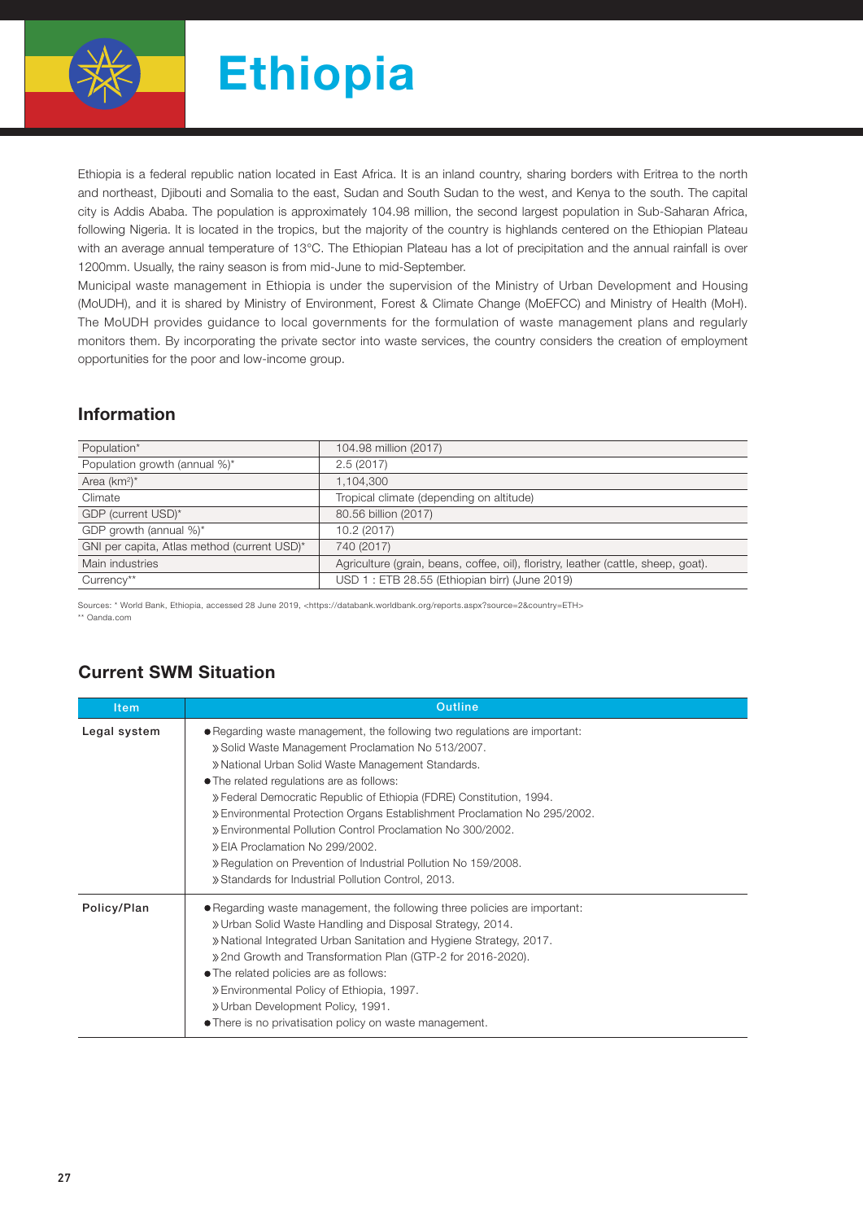# Ethiopia

Ethiopia is a federal republic nation located in East Africa. It is an inland country, sharing borders with Eritrea to the north and northeast, Djibouti and Somalia to the east, Sudan and South Sudan to the west, and Kenya to the south. The capital city is Addis Ababa. The population is approximately 104.98 million, the second largest population in Sub-Saharan Africa, following Nigeria. It is located in the tropics, but the majority of the country is highlands centered on the Ethiopian Plateau with an average annual temperature of 13°C. The Ethiopian Plateau has a lot of precipitation and the annual rainfall is over 1200mm. Usually, the rainy season is from mid-June to mid-September.

Municipal waste management in Ethiopia is under the supervision of the Ministry of Urban Development and Housing (MoUDH), and it is shared by Ministry of Environment, Forest & Climate Change (MoEFCC) and Ministry of Health (MoH). The MoUDH provides guidance to local governments for the formulation of waste management plans and regularly monitors them. By incorporating the private sector into waste services, the country considers the creation of employment opportunities for the poor and low-income group.

## Information

| | |
|---|---|
| Population* | 104.98 million (2017) |
| Population growth (annual %)* | 2.5 (2017) |
| Area (km$^2$)* | 1,104,300 |
| Climate | Tropical climate (depending on altitude) |
| GDP (current USD)* | 80.56 billion (2017) |
| GDP growth (annual %)* | 10.2 (2017) |
| GNI per capita, Atlas method (current USD)* | 740 (2017) |
| Main industries | Agriculture (grain, beans, coffee, oil), floristry, leather (cattle, sheep, goat). |
| Currency** | USD 1 : ETB 28.55 (Ethiopian birr) (June 2019) |

Sources: * World Bank, Ethiopia, accessed 28 June 2019, <https://databank.worldbank.org/reports.aspx?source=2&country=ETH>
** Oanda.com

## Current SWM Situation

| Item | Outline |
|---|---|
| **Legal system** | ● Regarding waste management, the following two regulations are important:<br>» Solid Waste Management Proclamation No 513/2007.<br>» National Urban Solid Waste Management Standards.<br>● The related regulations are as follows:<br>» Federal Democratic Republic of Ethiopia (FDRE) Constitution, 1994.<br>» Environmental Protection Organs Establishment Proclamation No 295/2002.<br>» Environmental Pollution Control Proclamation No 300/2002.<br>» EIA Proclamation No 299/2002.<br>» Regulation on Prevention of Industrial Pollution No 159/2008.<br>» Standards for Industrial Pollution Control, 2013. |
| **Policy/Plan** | ● Regarding waste management, the following three policies are important:<br>» Urban Solid Waste Handling and Disposal Strategy, 2014.<br>» National Integrated Urban Sanitation and Hygiene Strategy, 2017.<br>» 2nd Growth and Transformation Plan (GTP-2 for 2016-2020).<br>● The related policies are as follows:<br>» Environmental Policy of Ethiopia, 1997.<br>» Urban Development Policy, 1991.<br>● There is no privatisation policy on waste management. |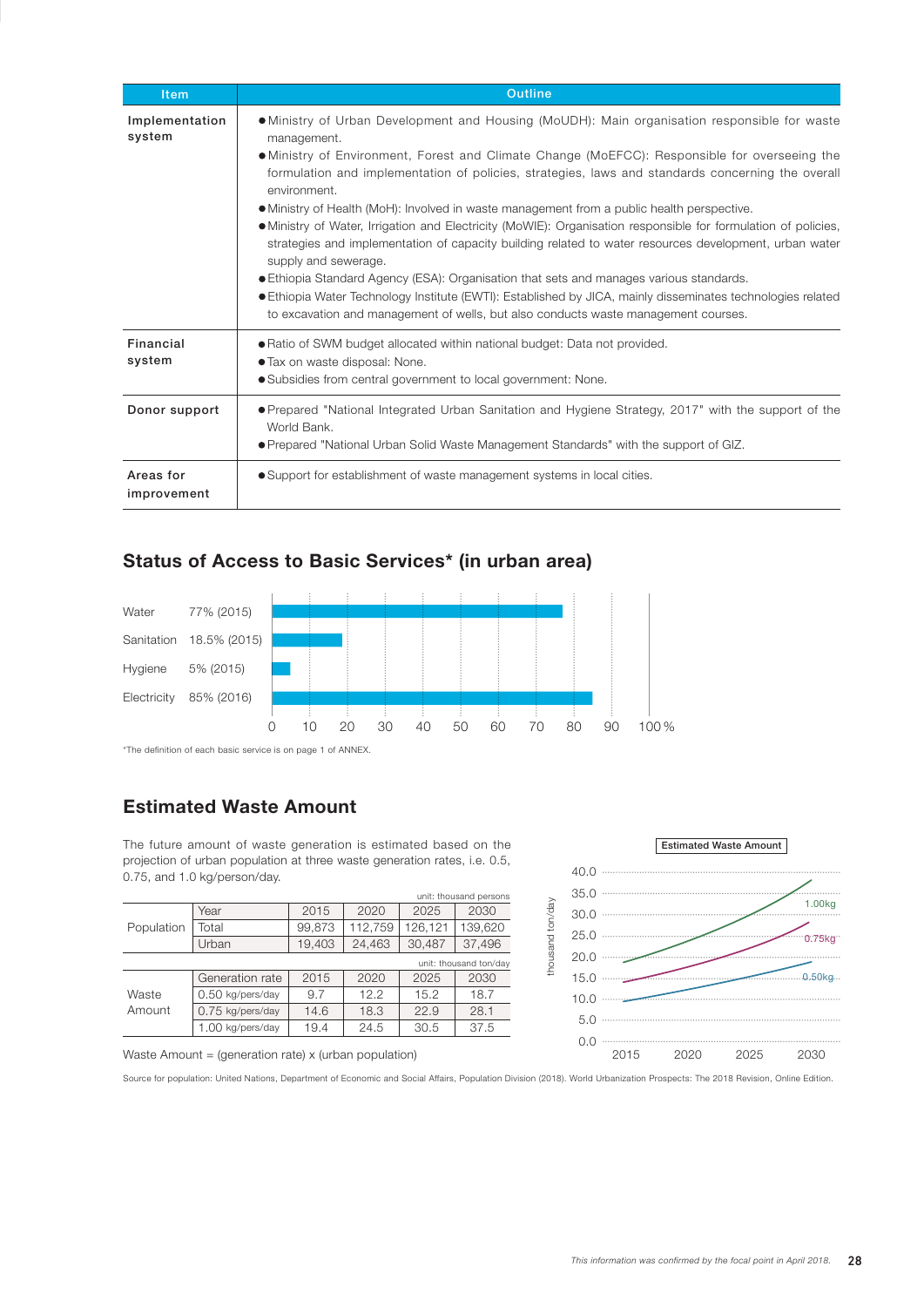| Item | Outline |
|---|---|
| Implementation system | ● Ministry of Urban Development and Housing (MoUDH): Main organisation responsible for waste management.<br>● Ministry of Environment, Forest and Climate Change (MoEFCC): Responsible for overseeing the formulation and implementation of policies, strategies, laws and standards concerning the overall environment.<br>● Ministry of Health (MoH): Involved in waste management from a public health perspective.<br>● Ministry of Water, Irrigation and Electricity (MoWIE): Organisation responsible for formulation of policies, strategies and implementation of capacity building related to water resources development, urban water supply and sewerage.<br>● Ethiopia Standard Agency (ESA): Organisation that sets and manages various standards.<br>● Ethiopia Water Technology Institute (EWTI): Established by JICA, mainly disseminates technologies related to excavation and management of wells, but also conducts waste management courses. |
| Financial system | ● Ratio of SWM budget allocated within national budget: Data not provided.<br>● Tax on waste disposal: None.<br>● Subsidies from central government to local government: None. |
| Donor support | ● Prepared "National Integrated Urban Sanitation and Hygiene Strategy, 2017" with the support of the World Bank.<br>● Prepared "National Urban Solid Waste Management Standards" with the support of GIZ. |
| Areas for improvement | ● Support for establishment of waste management systems in local cities. |

## Status of Access to Basic Services* (in urban area)

Water 77% (2015)
Sanitation 18.5% (2015)
Hygiene 5% (2015)
Electricity 85% (2016)

0 10 20 30 40 50 60 70 80 90 100 %

*The definition of each basic service is on page 1 of ANNEX.

## Estimated Waste Amount

The future amount of waste generation is estimated based on the projection of urban population at three waste generation rates, i.e. 0.5, 0.75, and 1.0 kg/person/day.

unit: thousand persons

| | Year | 2015 | 2020 | 2025 | 2030 |
|---|---|---|---|---|---|
| Population | Total | 99,873 | 112,759 | 126,121 | 139,620 |
| | Urban | 19,403 | 24,463 | 30,487 | 37,496 |

unit: thousand ton/day

| | Generation rate | 2015 | 2020 | 2025 | 2030 |
|---|---|---|---|---|---|
| Waste Amount | 0.50 kg/pers/day | 9.7 | 12.2 | 15.2 | 18.7 |
| | 0.75 kg/pers/day | 14.6 | 18.3 | 22.9 | 28.1 |
| | 1.00 kg/pers/day | 19.4 | 24.5 | 30.5 | 37.5 |

Waste Amount = (generation rate) x (urban population)

Estimated Waste Amount

thousand ton/day

40.0
35.0
30.0
25.0
20.0
15.0
10.0
5.0
0.0

2015 2020 2025 2030

1.00kg
0.75kg
0.50kg

Source for population: United Nations, Department of Economic and Social Affairs, Population Division (2018). World Urbanization Prospects: The 2018 Revision, Online Edition.

*This information was confirmed by the focal point in April 2018.*